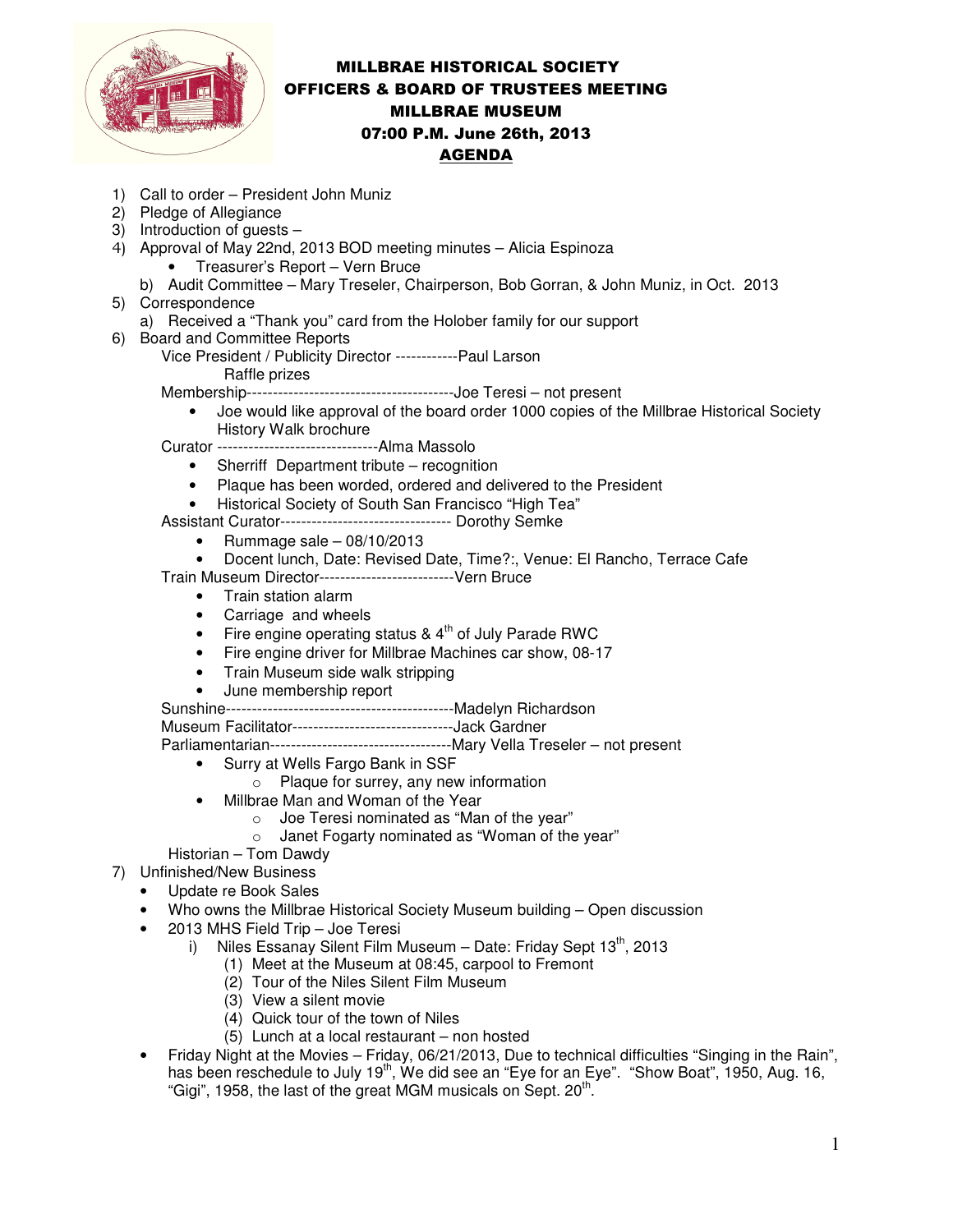# MILLBRAE HISTORICAL SOCIETY
## OFFICERS & BOARD OF TRUSTEES MEETING
## MILLBRAE MUSEUM
## 07:00 P.M. June 26th, 2013
## AGENDA

1) Call to order – President John Muniz
2) Pledge of Allegiance
3) Introduction of guests –
4) Approval of May 22nd, 2013 BOD meeting minutes – Alicia Espinoza
   - Treasurer's Report – Vern Bruce

   b) Audit Committee – Mary Treseler, Chairperson, Bob Gorran, & John Muniz, in Oct. 2013
5) Correspondence
   a) Received a "Thank you" card from the Holober family for our support
6) Board and Committee Reports

   Vice President / Publicity Director ------------Paul Larson

   Raffle prizes

   Membership---------------------------------------Joe Teresi – not present
   - Joe would like approval of the board order 1000 copies of the Millbrae Historical Society History Walk brochure

   Curator ------------------------------Alma Massolo
   - Sherriff Department tribute – recognition
   - Plaque has been worded, ordered and delivered to the President
   - Historical Society of South San Francisco "High Tea"

   Assistant Curator-------------------------------- Dorothy Semke
   - Rummage sale – 08/10/2013
   - Docent lunch, Date: Revised Date, Time?:, Venue: El Rancho, Terrace Cafe

   Train Museum Director-------------------------Vern Bruce
   - Train station alarm
   - Carriage and wheels
   - Fire engine operating status & 4th of July Parade RWC
   - Fire engine driver for Millbrae Machines car show, 08-17
   - Train Museum side walk stripping
   - June membership report

   Sunshine-------------------------------------------Madelyn Richardson

   Museum Facilitator------------------------------Jack Gardner

   Parliamentarian----------------------------------Mary Vella Treseler – not present
   - Surry at Wells Fargo Bank in SSF
     - Plaque for surrey, any new information
   - Millbrae Man and Woman of the Year
     - Joe Teresi nominated as "Man of the year"
     - Janet Fogarty nominated as "Woman of the year"

   Historian – Tom Dawdy
7) Unfinished/New Business
   - Update re Book Sales
   - Who owns the Millbrae Historical Society Museum building – Open discussion
   - 2013 MHS Field Trip – Joe Teresi
     i) Niles Essanay Silent Film Museum – Date: Friday Sept 13th, 2013
        (1) Meet at the Museum at 08:45, carpool to Fremont
        (2) Tour of the Niles Silent Film Museum
        (3) View a silent movie
        (4) Quick tour of the town of Niles
        (5) Lunch at a local restaurant – non hosted
   - Friday Night at the Movies – Friday, 06/21/2013, Due to technical difficulties "Singing in the Rain", has been reschedule to July 19th, We did see an "Eye for an Eye". "Show Boat", 1950, Aug. 16, "Gigi", 1958, the last of the great MGM musicals on Sept. 20th.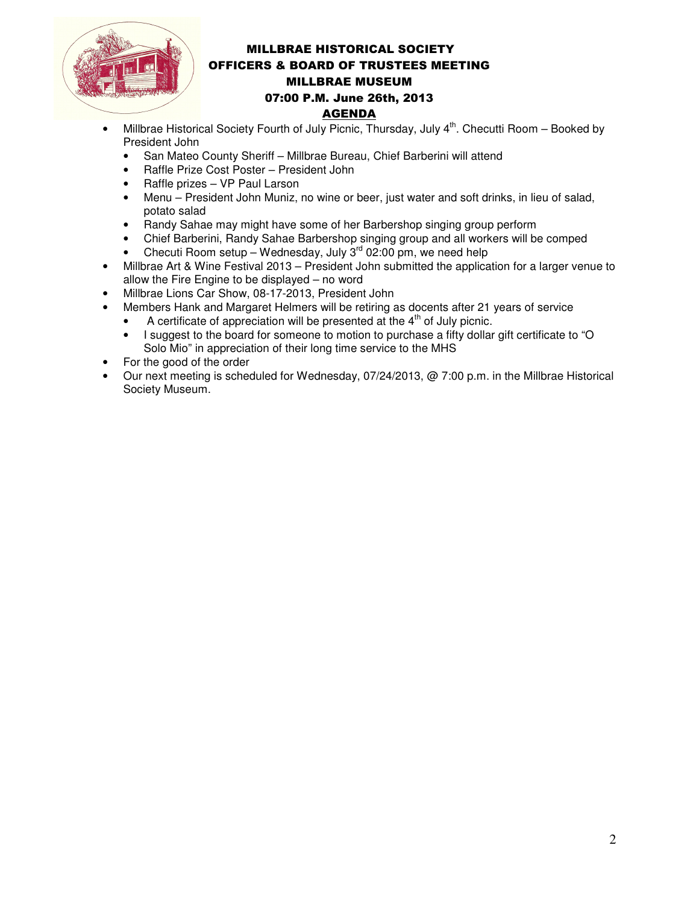# MILLBRAE HISTORICAL SOCIETY
## OFFICERS & BOARD OF TRUSTEES MEETING
## MILLBRAE MUSEUM
## 07:00 P.M. June 26th, 2013
## AGENDA

- Millbrae Historical Society Fourth of July Picnic, Thursday, July 4th. Checutti Room – Booked by President John
  - San Mateo County Sheriff – Millbrae Bureau, Chief Barberini will attend
  - Raffle Prize Cost Poster – President John
  - Raffle prizes – VP Paul Larson
  - Menu – President John Muniz, no wine or beer, just water and soft drinks, in lieu of salad, potato salad
  - Randy Sahae may might have some of her Barbershop singing group perform
  - Chief Barberini, Randy Sahae Barbershop singing group and all workers will be comped
  - Checuti Room setup – Wednesday, July 3rd 02:00 pm, we need help
- Millbrae Art & Wine Festival 2013 – President John submitted the application for a larger venue to allow the Fire Engine to be displayed – no word
- Millbrae Lions Car Show, 08-17-2013, President John
- Members Hank and Margaret Helmers will be retiring as docents after 21 years of service
  - A certificate of appreciation will be presented at the 4th of July picnic.
  - I suggest to the board for someone to motion to purchase a fifty dollar gift certificate to "O Solo Mio" in appreciation of their long time service to the MHS
- For the good of the order
- Our next meeting is scheduled for Wednesday, 07/24/2013, @ 7:00 p.m. in the Millbrae Historical Society Museum.